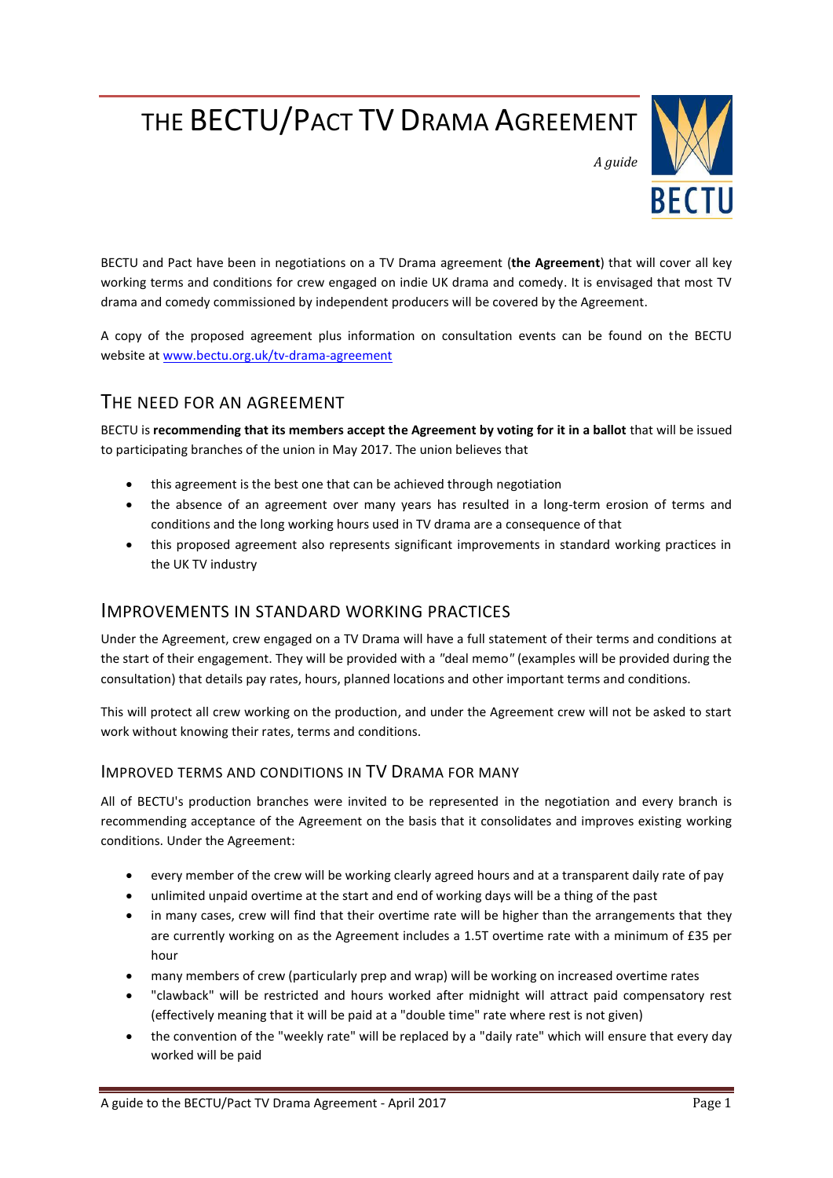# THE BECTU/PACT TV DRAMA AGREEMENT

*A guide*

BECTU and Pact have been in negotiations on a TV Drama agreement (**the Agreement**) that will cover all key working terms and conditions for crew engaged on indie UK drama and comedy. It is envisaged that most TV drama and comedy commissioned by independent producers will be covered by the Agreement.

A copy of the proposed agreement plus information on consultation events can be found on the BECTU website at [www.bectu.org.uk/tv-drama-agreement](www.bectu.org.uk/tv-drama-agreement)

## THE NEED FOR AN AGREEMENT

BECTU is **recommending that its members accept the Agreement by voting for it in a ballot** that will be issued to participating branches of the union in May 2017. The union believes that

- this agreement is the best one that can be achieved through negotiation
- the absence of an agreement over many years has resulted in a long-term erosion of terms and conditions and the long working hours used in TV drama are a consequence of that
- this proposed agreement also represents significant improvements in standard working practices in the UK TV industry

## IMPROVEMENTS IN STANDARD WORKING PRACTICES

Under the Agreement, crew engaged on a TV Drama will have a full statement of their terms and conditions at the start of their engagement. They will be provided with a "deal memo" (examples will be provided during the consultation) that details pay rates, hours, planned locations and other important terms and conditions.

This will protect all crew working on the production, and under the Agreement crew will not be asked to start work without knowing their rates, terms and conditions.

### IMPROVED TERMS AND CONDITIONS IN TV DRAMA FOR MANY

All of BECTU's production branches were invited to be represented in the negotiation and every branch is recommending acceptance of the Agreement on the basis that it consolidates and improves existing working conditions. Under the Agreement:

- every member of the crew will be working clearly agreed hours and at a transparent daily rate of pay
- unlimited unpaid overtime at the start and end of working days will be a thing of the past
- in many cases, crew will find that their overtime rate will be higher than the arrangements that they are currently working on as the Agreement includes a 1.5T overtime rate with a minimum of £35 per hour
- many members of crew (particularly prep and wrap) will be working on increased overtime rates
- "clawback" will be restricted and hours worked after midnight will attract paid compensatory rest (effectively meaning that it will be paid at a "double time" rate where rest is not given)
- the convention of the "weekly rate" will be replaced by a "daily rate" which will ensure that every day worked will be paid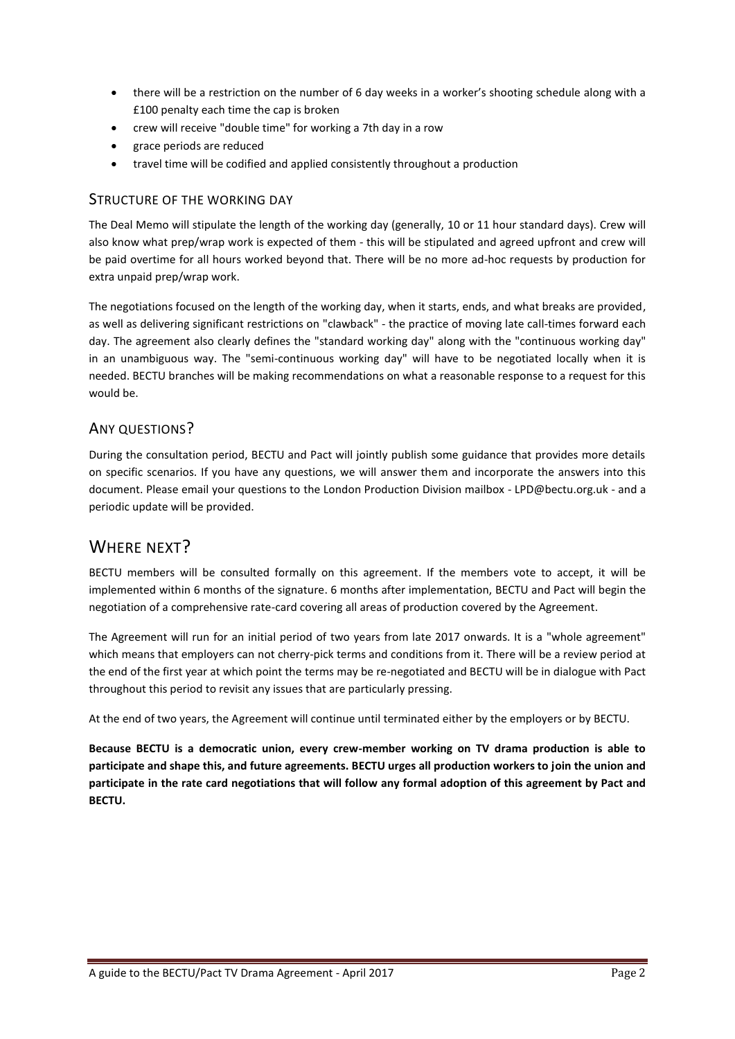- there will be a restriction on the number of 6 day weeks in a worker's shooting schedule along with a £100 penalty each time the cap is broken
- crew will receive "double time" for working a 7th day in a row
- grace periods are reduced
- travel time will be codified and applied consistently throughout a production

### Structure of the working day

The Deal Memo will stipulate the length of the working day (generally, 10 or 11 hour standard days). Crew will also know what prep/wrap work is expected of them - this will be stipulated and agreed upfront and crew will be paid overtime for all hours worked beyond that. There will be no more ad-hoc requests by production for extra unpaid prep/wrap work.

The negotiations focused on the length of the working day, when it starts, ends, and what breaks are provided, as well as delivering significant restrictions on "clawback" - the practice of moving late call-times forward each day. The agreement also clearly defines the "standard working day" along with the "continuous working day" in an unambiguous way. The "semi-continuous working day" will have to be negotiated locally when it is needed. BECTU branches will be making recommendations on what a reasonable response to a request for this would be.

### Any questions?

During the consultation period, BECTU and Pact will jointly publish some guidance that provides more details on specific scenarios. If you have any questions, we will answer them and incorporate the answers into this document. Please email your questions to the London Production Division mailbox - LPD@bectu.org.uk - and a periodic update will be provided.

## Where next?

BECTU members will be consulted formally on this agreement. If the members vote to accept, it will be implemented within 6 months of the signature. 6 months after implementation, BECTU and Pact will begin the negotiation of a comprehensive rate-card covering all areas of production covered by the Agreement.

The Agreement will run for an initial period of two years from late 2017 onwards. It is a "whole agreement" which means that employers can not cherry-pick terms and conditions from it. There will be a review period at the end of the first year at which point the terms may be re-negotiated and BECTU will be in dialogue with Pact throughout this period to revisit any issues that are particularly pressing.

At the end of two years, the Agreement will continue until terminated either by the employers or by BECTU.

**Because BECTU is a democratic union, every crew-member working on TV drama production is able to participate and shape this, and future agreements. BECTU urges all production workers to join the union and participate in the rate card negotiations that will follow any formal adoption of this agreement by Pact and BECTU.**